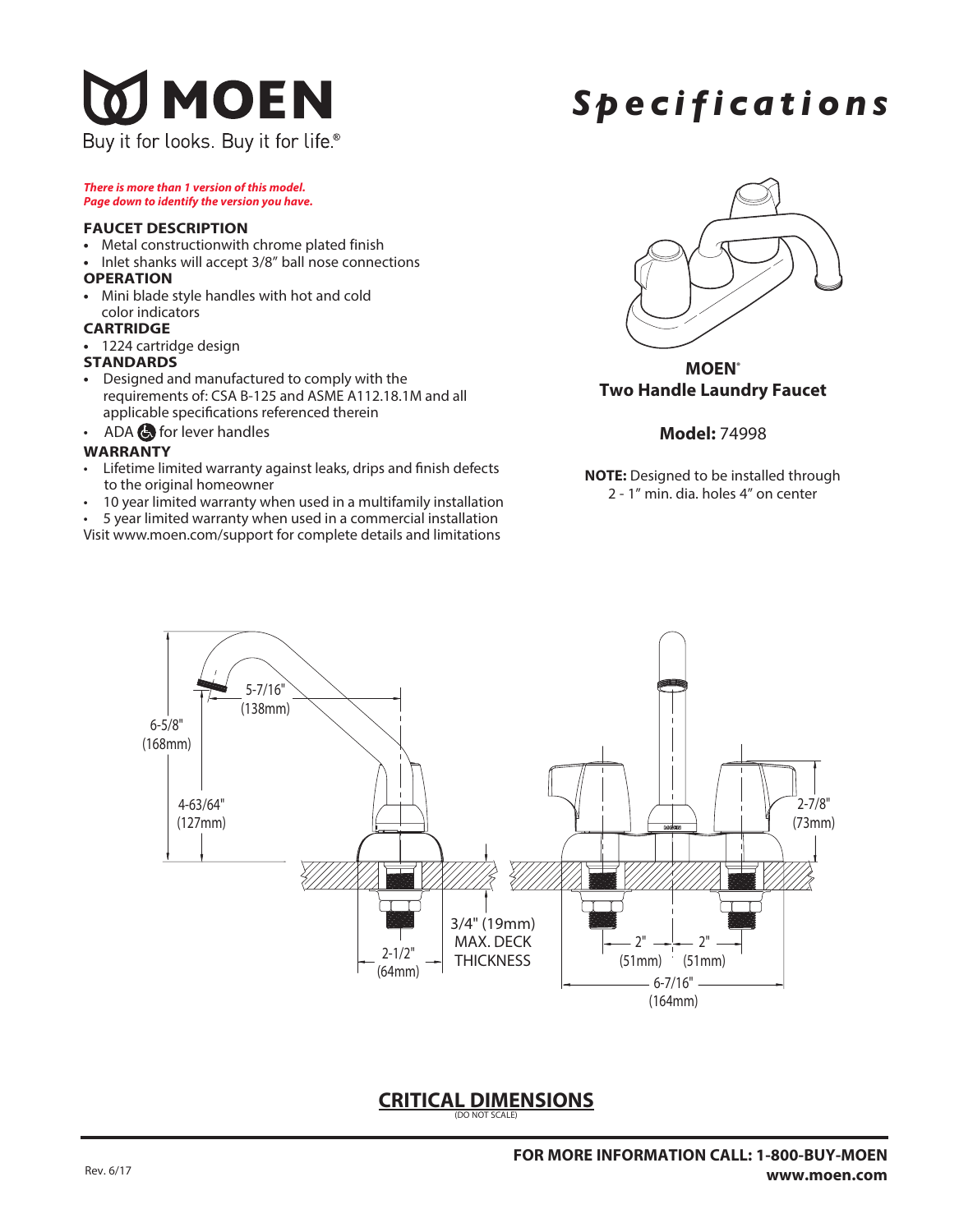# MOEN

Buy it for looks. Buy it for life.®

# Specifications

***There is more than 1 version of this model. Page down to identify the version you have.***

### FAUCET DESCRIPTION

- Metal constructionwith chrome plated finish
- Inlet shanks will accept 3/8" ball nose connections

### OPERATION

- Mini blade style handles with hot and cold color indicators

### CARTRIDGE

- 1224 cartridge design

### STANDARDS

- Designed and manufactured to comply with the requirements of: CSA B-125 and ASME A112.18.1M and all applicable specifications referenced therein
- ADA for lever handles

### WARRANTY

- Lifetime limited warranty against leaks, drips and finish defects to the original homeowner
- 10 year limited warranty when used in a multifamily installation
- 5 year limited warranty when used in a commercial installation

Visit www.moen.com/support for complete details and limitations

**MOEN®**
**Two Handle Laundry Faucet**

**Model:** 74998

**NOTE:** Designed to be installed through 2 - 1" min. dia. holes 4" on center

5-7/16" (138mm)
6-5/8" (168mm)
4-63/64" (127mm)
2-1/2" (64mm)
3/4" (19mm) MAX. DECK THICKNESS
2-7/8" (73mm)
2" (51mm)
2" (51mm)
6-7/16" (164mm)

## CRITICAL DIMENSIONS

(DO NOT SCALE)

Rev. 6/17

**FOR MORE INFORMATION CALL: 1-800-BUY-MOEN**
**www.moen.com**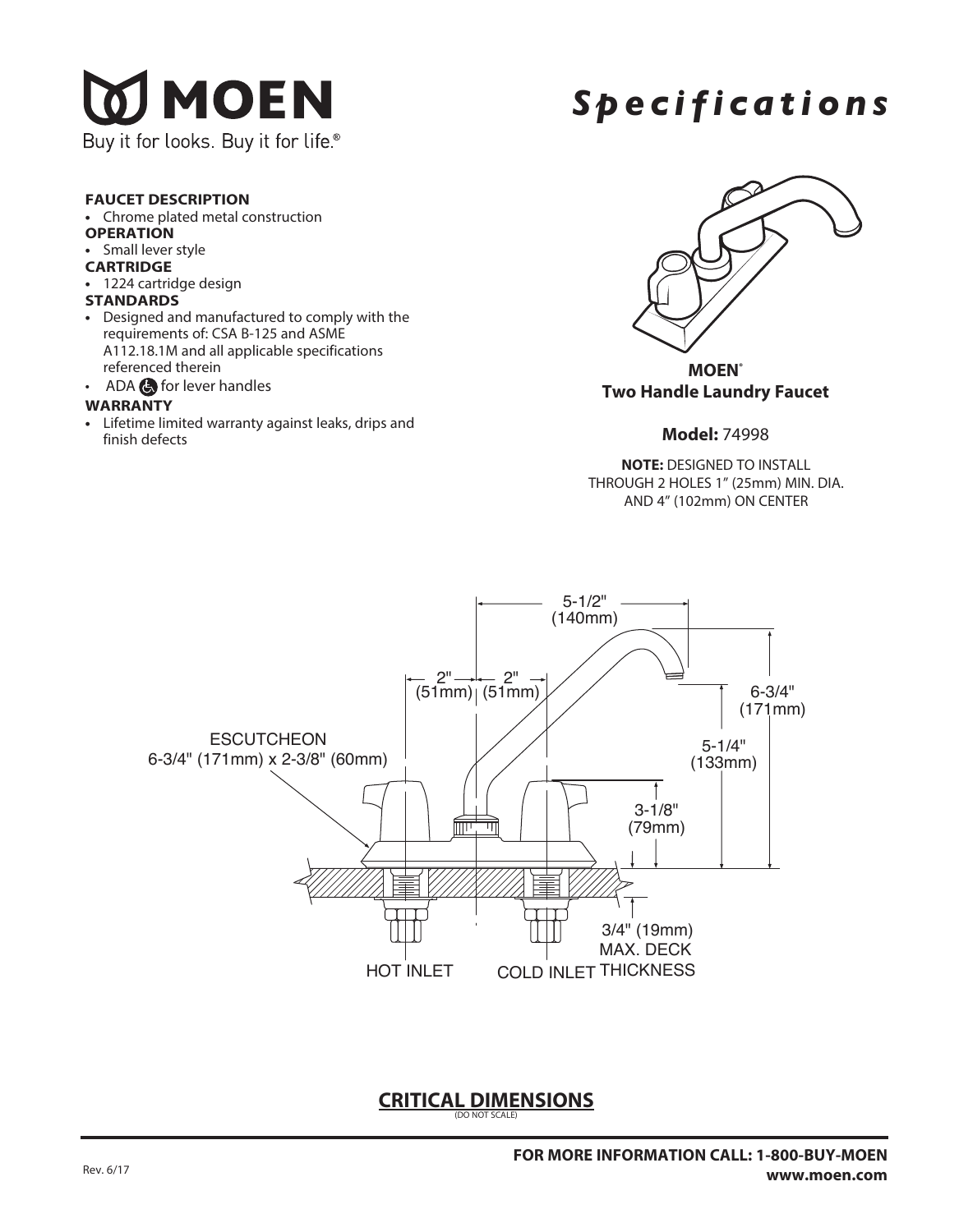# MOEN

Buy it for looks. Buy it for life.®

# *Specifications*

**FAUCET DESCRIPTION**
- Chrome plated metal construction

**OPERATION**
- Small lever style

**CARTRIDGE**
- 1224 cartridge design

**STANDARDS**
- Designed and manufactured to comply with the requirements of: CSA B-125 and ASME A112.18.1M and all applicable specifications referenced therein
- ADA for lever handles

**WARRANTY**
- Lifetime limited warranty against leaks, drips and finish defects

**MOEN®**
**Two Handle Laundry Faucet**

**Model:** 74998

**NOTE:** DESIGNED TO INSTALL THROUGH 2 HOLES 1" (25mm) MIN. DIA. AND 4" (102mm) ON CENTER

5-1/2" (140mm)
2" (51mm)
2" (51mm)
6-3/4" (171mm)
ESCUTCHEON
6-3/4" (171mm) x 2-3/8" (60mm)
5-1/4" (133mm)
3-1/8" (79mm)
3/4" (19mm) MAX. DECK THICKNESS
HOT INLET
COLD INLET

**CRITICAL DIMENSIONS**
(DO NOT SCALE)

Rev. 6/17

**FOR MORE INFORMATION CALL: 1-800-BUY-MOEN**
**www.moen.com**